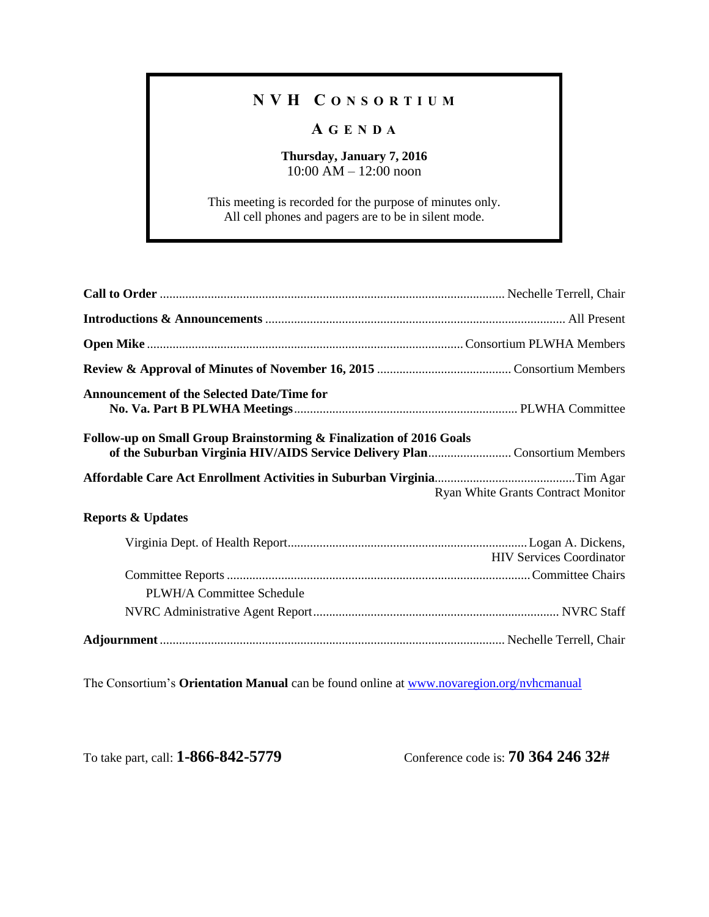# NVH Consortium

## Agenda

**Thursday, January 7, 2016**
10:00 AM – 12:00 noon

This meeting is recorded for the purpose of minutes only.
All cell phones and pagers are to be in silent mode.

**Call to Order** .......... Nechelle Terrell, Chair

**Introductions & Announcements** .......... All Present

**Open Mike** .......... Consortium PLWHA Members

**Review & Approval of Minutes of November 16, 2015** .......... Consortium Members

**Announcement of the Selected Date/Time for No. Va. Part B PLWHA Meetings** .......... PLWHA Committee

**Follow-up on Small Group Brainstorming & Finalization of 2016 Goals of the Suburban Virginia HIV/AIDS Service Delivery Plan** .......... Consortium Members

**Affordable Care Act Enrollment Activities in Suburban Virginia** .......... Tim Agar, Ryan White Grants Contract Monitor

**Reports & Updates**

- Virginia Dept. of Health Report .......... Logan A. Dickens, HIV Services Coordinator
- Committee Reports .......... Committee Chairs
  - PLWH/A Committee Schedule
- NVRC Administrative Agent Report .......... NVRC Staff

**Adjournment** .......... Nechelle Terrell, Chair

The Consortium's **Orientation Manual** can be found online at www.novaregion.org/nvhcmanual

To take part, call: **1-866-842-5779**     Conference code is: **70 364 246 32#**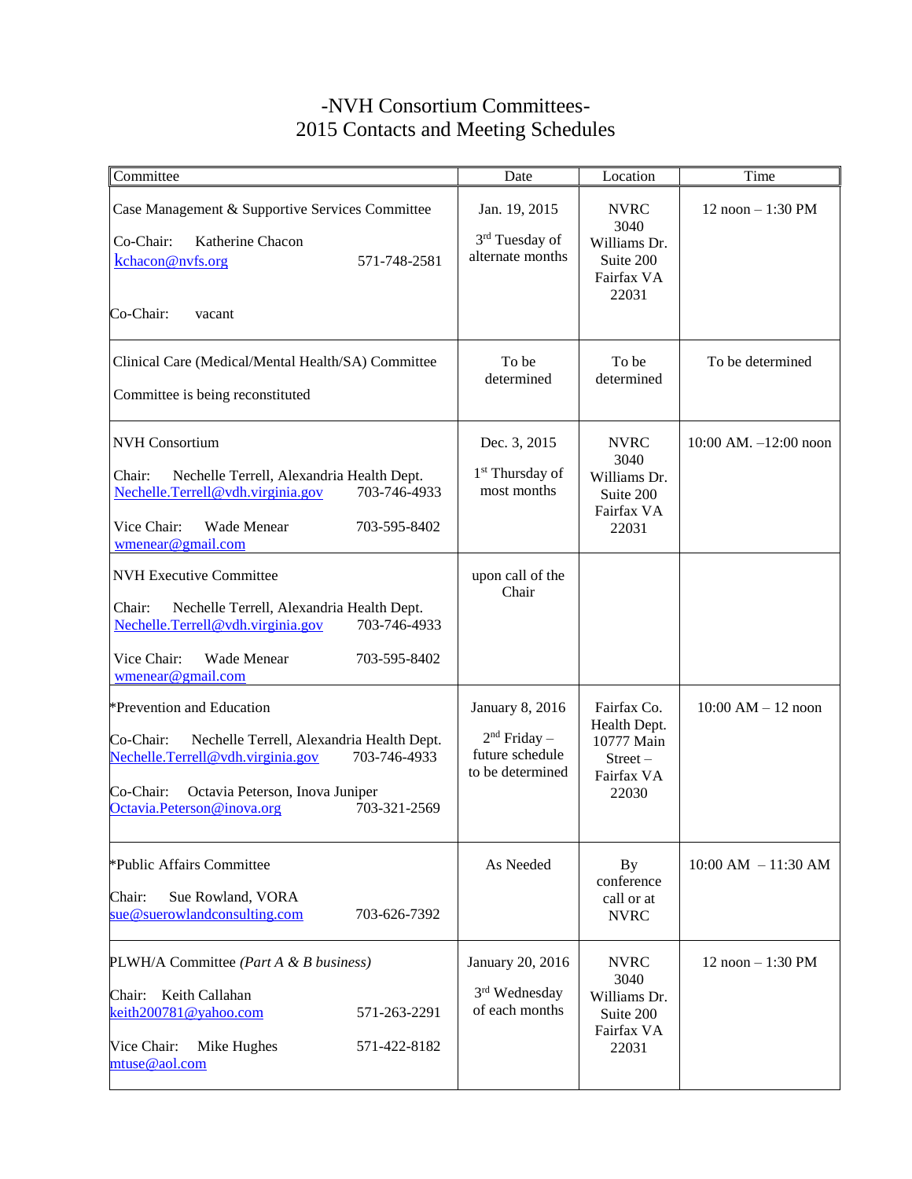# -NVH Consortium Committees-
# 2015 Contacts and Meeting Schedules

| Committee | Date | Location | Time |
|---|---|---|---|
| Case Management & Supportive Services Committee<br><br>Co-Chair: Katherine Chacon<br>kchacon@nvfs.org 571-748-2581<br><br>Co-Chair: vacant | Jan. 19, 2015<br><br>3rd Tuesday of alternate months | NVRC 3040 Williams Dr. Suite 200 Fairfax VA 22031 | 12 noon – 1:30 PM |
| Clinical Care (Medical/Mental Health/SA) Committee<br><br>Committee is being reconstituted | To be determined | To be determined | To be determined |
| NVH Consortium<br><br>Chair: Nechelle Terrell, Alexandria Health Dept.<br>Nechelle.Terrell@vdh.virginia.gov 703-746-4933<br><br>Vice Chair: Wade Menear 703-595-8402<br>wmenear@gmail.com | Dec. 3, 2015<br><br>1st Thursday of most months | NVRC 3040 Williams Dr. Suite 200 Fairfax VA 22031 | 10:00 AM. –12:00 noon |
| NVH Executive Committee<br><br>Chair: Nechelle Terrell, Alexandria Health Dept.<br>Nechelle.Terrell@vdh.virginia.gov 703-746-4933<br><br>Vice Chair: Wade Menear 703-595-8402<br>wmenear@gmail.com | upon call of the Chair | | |
| *Prevention and Education<br><br>Co-Chair: Nechelle Terrell, Alexandria Health Dept.<br>Nechelle.Terrell@vdh.virginia.gov 703-746-4933<br><br>Co-Chair: Octavia Peterson, Inova Juniper<br>Octavia.Peterson@inova.org 703-321-2569 | January 8, 2016<br><br>2nd Friday – future schedule to be determined | Fairfax Co. Health Dept. 10777 Main Street – Fairfax VA 22030 | 10:00 AM – 12 noon |
| *Public Affairs Committee<br><br>Chair: Sue Rowland, VORA<br>sue@suerowlandconsulting.com 703-626-7392 | As Needed | By conference call or at NVRC | 10:00 AM – 11:30 AM |
| PLWH/A Committee *(Part A & B business)*<br><br>Chair: Keith Callahan<br>keith200781@yahoo.com 571-263-2291<br><br>Vice Chair: Mike Hughes 571-422-8182<br>mtuse@aol.com | January 20, 2016<br><br>3rd Wednesday of each months | NVRC 3040 Williams Dr. Suite 200 Fairfax VA 22031 | 12 noon – 1:30 PM |